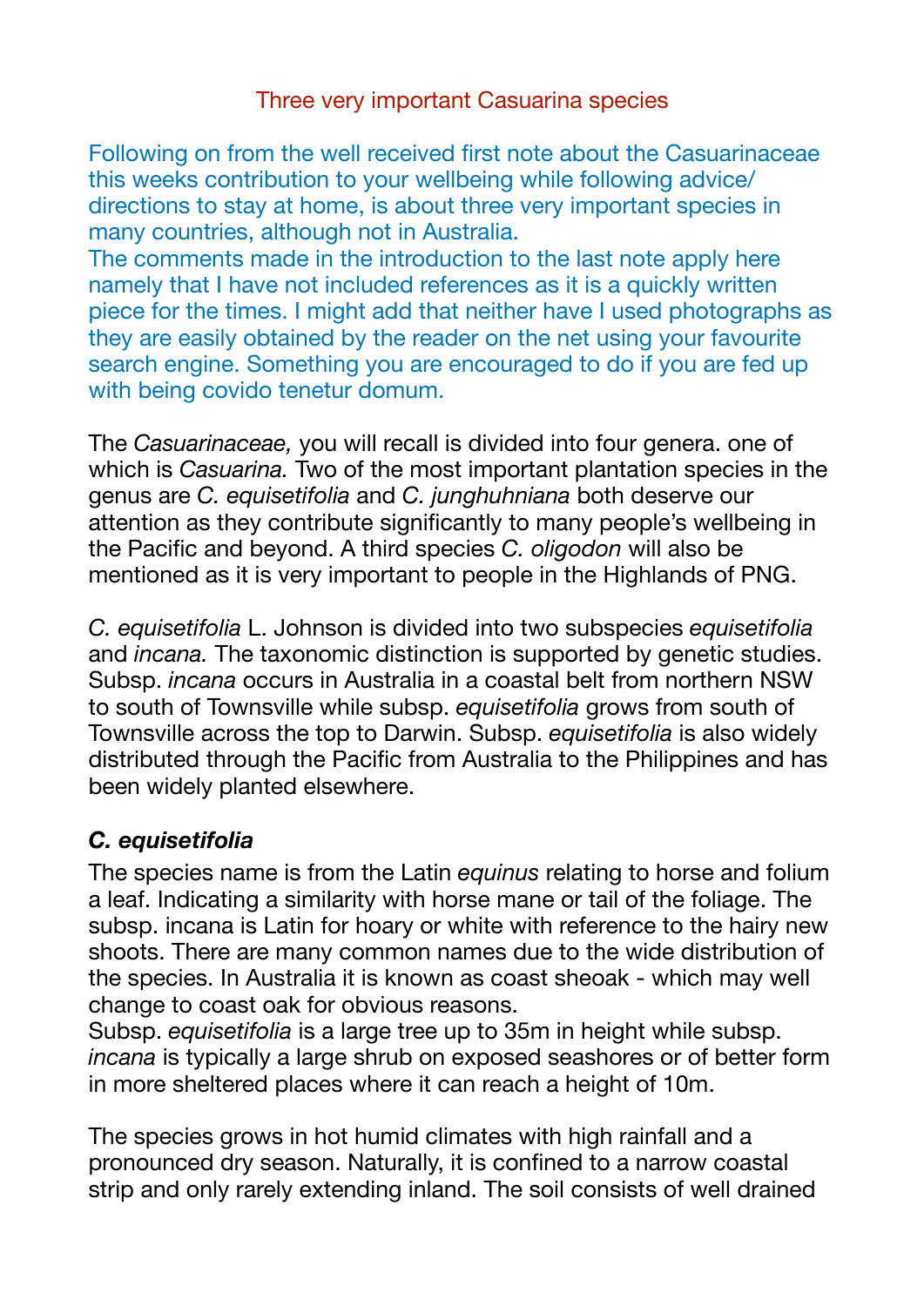# Three very important Casuarina species

Following on from the well received first note about the Casuarinaceae this weeks contribution to your wellbeing while following advice/ directions to stay at home, is about three very important species in many countries, although not in Australia.
The comments made in the introduction to the last note apply here namely that I have not included references as it is a quickly written piece for the times. I might add that neither have I used photographs as they are easily obtained by the reader on the net using your favourite search engine. Something you are encouraged to do if you are fed up with being covido tenetur domum.

The *Casuarinaceae,* you will recall is divided into four genera. one of which is *Casuarina.* Two of the most important plantation species in the genus are *C. equisetifolia* and *C. junghuhniana* both deserve our attention as they contribute significantly to many people's wellbeing in the Pacific and beyond. A third species *C. oligodon* will also be mentioned as it is very important to people in the Highlands of PNG.

*C. equisetifolia* L. Johnson is divided into two subspecies *equisetifolia* and *incana.* The taxonomic distinction is supported by genetic studies. Subsp. *incana* occurs in Australia in a coastal belt from northern NSW to south of Townsville while subsp. *equisetifolia* grows from south of Townsville across the top to Darwin. Subsp. *equisetifolia* is also widely distributed through the Pacific from Australia to the Philippines and has been widely planted elsewhere.

### *C. equisetifolia*

The species name is from the Latin *equinus* relating to horse and folium a leaf. Indicating a similarity with horse mane or tail of the foliage. The subsp. incana is Latin for hoary or white with reference to the hairy new shoots. There are many common names due to the wide distribution of the species. In Australia it is known as coast sheoak - which may well change to coast oak for obvious reasons.
Subsp. *equisetifolia* is a large tree up to 35m in height while subsp. *incana* is typically a large shrub on exposed seashores or of better form in more sheltered places where it can reach a height of 10m.

The species grows in hot humid climates with high rainfall and a pronounced dry season. Naturally, it is confined to a narrow coastal strip and only rarely extending inland. The soil consists of well drained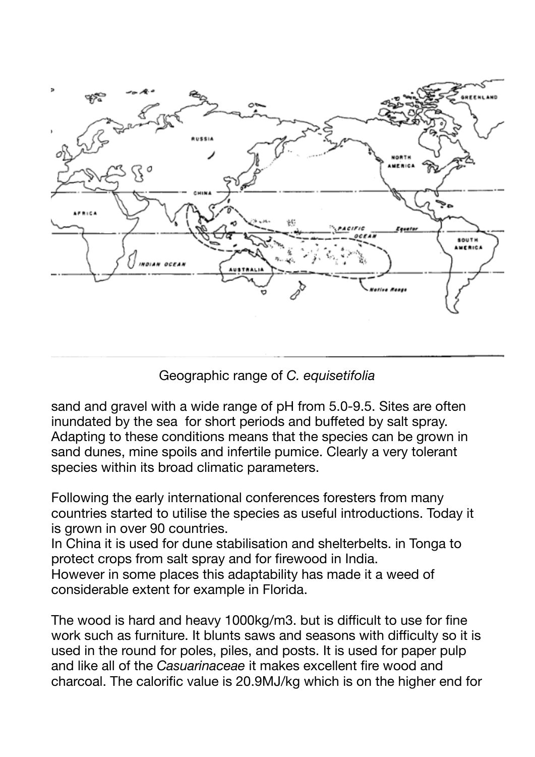Geographic range of *C. equisetifolia*

sand and gravel with a wide range of pH from 5.0-9.5. Sites are often inundated by the sea for short periods and buffeted by salt spray. Adapting to these conditions means that the species can be grown in sand dunes, mine spoils and infertile pumice. Clearly a very tolerant species within its broad climatic parameters.

Following the early international conferences foresters from many countries started to utilise the species as useful introductions. Today it is grown in over 90 countries.
In China it is used for dune stabilisation and shelterbelts. in Tonga to protect crops from salt spray and for firewood in India.
However in some places this adaptability has made it a weed of considerable extent for example in Florida.

The wood is hard and heavy 1000kg/m3. but is difficult to use for fine work such as furniture. It blunts saws and seasons with difficulty so it is used in the round for poles, piles, and posts. It is used for paper pulp and like all of the *Casuarinaceae* it makes excellent fire wood and charcoal. The calorific value is 20.9MJ/kg which is on the higher end for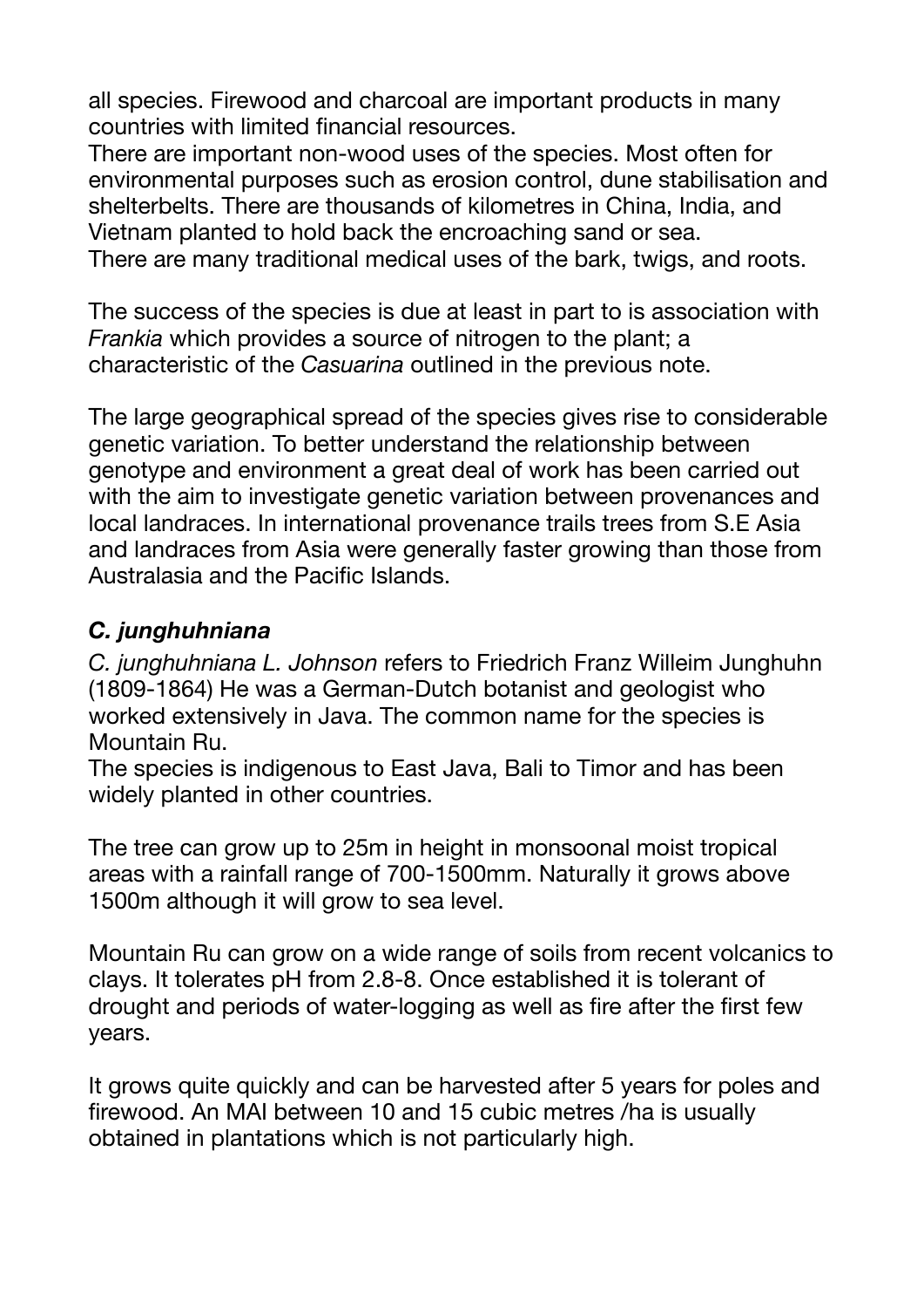all species. Firewood and charcoal are important products in many countries with limited financial resources.
There are important non-wood uses of the species. Most often for environmental purposes such as erosion control, dune stabilisation and shelterbelts. There are thousands of kilometres in China, India, and Vietnam planted to hold back the encroaching sand or sea.
There are many traditional medical uses of the bark, twigs, and roots.

The success of the species is due at least in part to is association with *Frankia* which provides a source of nitrogen to the plant; a characteristic of the *Casuarina* outlined in the previous note.

The large geographical spread of the species gives rise to considerable genetic variation. To better understand the relationship between genotype and environment a great deal of work has been carried out with the aim to investigate genetic variation between provenances and local landraces. In international provenance trails trees from S.E Asia and landraces from Asia were generally faster growing than those from Australasia and the Pacific Islands.

### *C. junghuhniana*

*C. junghuhniana L. Johnson* refers to Friedrich Franz Willeim Junghuhn (1809-1864) He was a German-Dutch botanist and geologist who worked extensively in Java. The common name for the species is Mountain Ru.
The species is indigenous to East Java, Bali to Timor and has been widely planted in other countries.

The tree can grow up to 25m in height in monsoonal moist tropical areas with a rainfall range of 700-1500mm. Naturally it grows above 1500m although it will grow to sea level.

Mountain Ru can grow on a wide range of soils from recent volcanics to clays. It tolerates pH from 2.8-8. Once established it is tolerant of drought and periods of water-logging as well as fire after the first few years.

It grows quite quickly and can be harvested after 5 years for poles and firewood. An MAI between 10 and 15 cubic metres /ha is usually obtained in plantations which is not particularly high.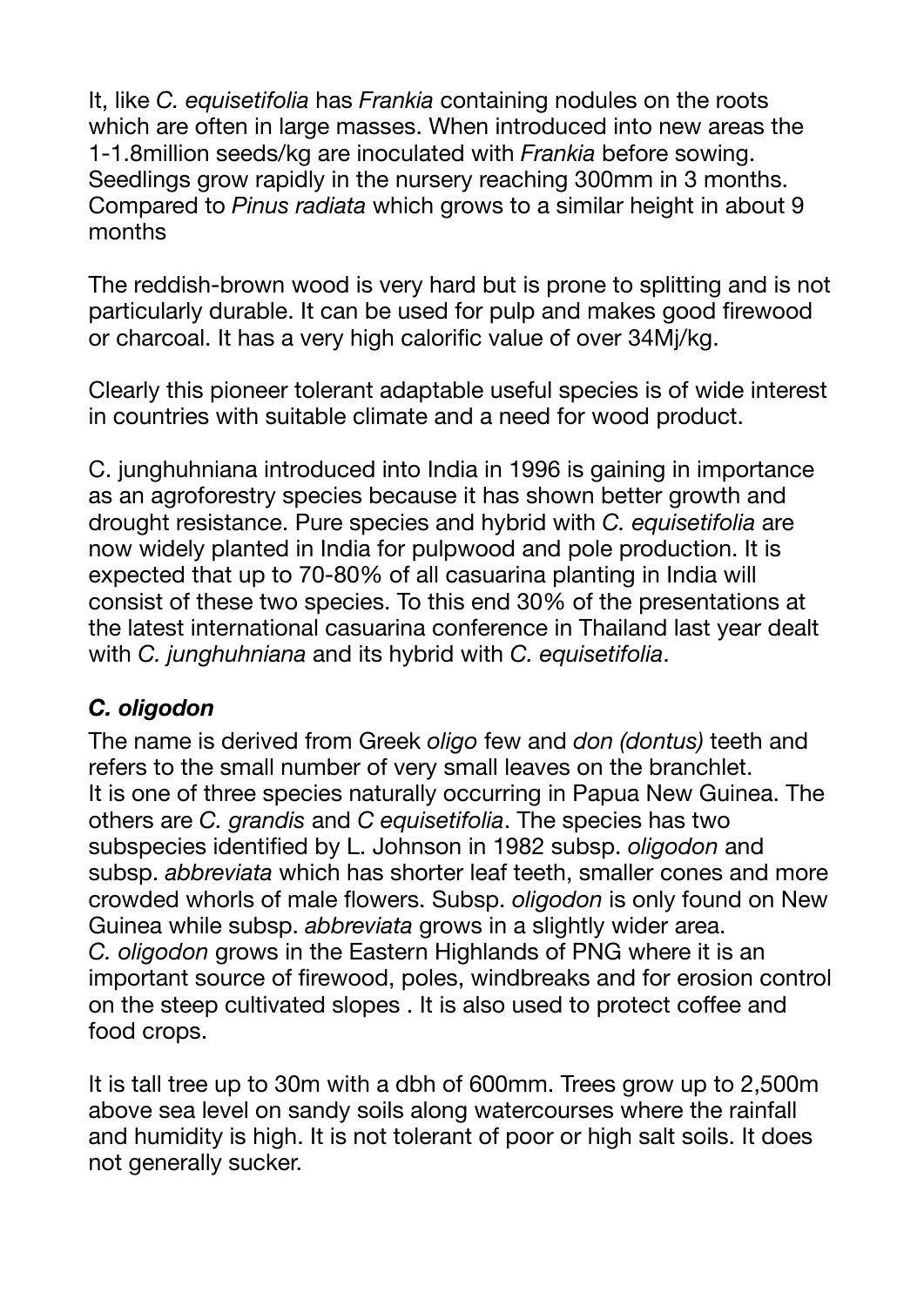It, like *C. equisetifolia* has *Frankia* containing nodules on the roots which are often in large masses. When introduced into new areas the 1-1.8million seeds/kg are inoculated with *Frankia* before sowing. Seedlings grow rapidly in the nursery reaching 300mm in 3 months. Compared to *Pinus radiata* which grows to a similar height in about 9 months

The reddish-brown wood is very hard but is prone to splitting and is not particularly durable. It can be used for pulp and makes good firewood or charcoal. It has a very high calorific value of over 34Mj/kg.

Clearly this pioneer tolerant adaptable useful species is of wide interest in countries with suitable climate and a need for wood product.

C. junghuhniana introduced into India in 1996 is gaining in importance as an agroforestry species because it has shown better growth and drought resistance. Pure species and hybrid with *C. equisetifolia* are now widely planted in India for pulpwood and pole production. It is expected that up to 70-80% of all casuarina planting in India will consist of these two species. To this end 30% of the presentations at the latest international casuarina conference in Thailand last year dealt with *C. junghuhniana* and its hybrid with *C. equisetifolia*.

### *C. oligodon*

The name is derived from Greek *oligo* few and *don (dontus)* teeth and refers to the small number of very small leaves on the branchlet.
It is one of three species naturally occurring in Papua New Guinea. The others are *C. grandis* and *C equisetifolia*. The species has two subspecies identified by L. Johnson in 1982 subsp. *oligodon* and subsp. *abbreviata* which has shorter leaf teeth, smaller cones and more crowded whorls of male flowers. Subsp. *oligodon* is only found on New Guinea while subsp. *abbreviata* grows in a slightly wider area.
*C. oligodon* grows in the Eastern Highlands of PNG where it is an important source of firewood, poles, windbreaks and for erosion control on the steep cultivated slopes . It is also used to protect coffee and food crops.

It is tall tree up to 30m with a dbh of 600mm. Trees grow up to 2,500m above sea level on sandy soils along watercourses where the rainfall and humidity is high. It is not tolerant of poor or high salt soils. It does not generally sucker.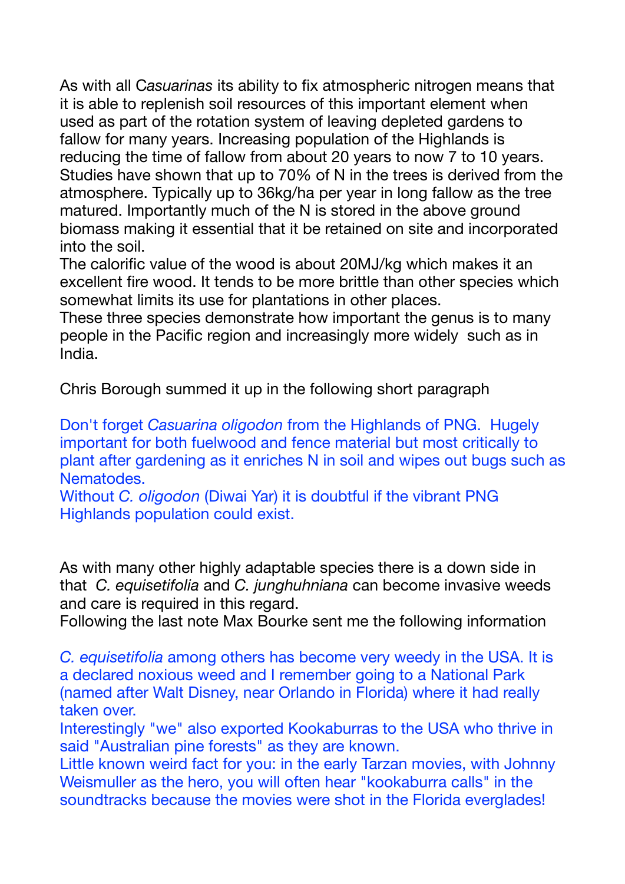As with all *Casuarinas* its ability to fix atmospheric nitrogen means that it is able to replenish soil resources of this important element when used as part of the rotation system of leaving depleted gardens to fallow for many years. Increasing population of the Highlands is reducing the time of fallow from about 20 years to now 7 to 10 years. Studies have shown that up to 70% of N in the trees is derived from the atmosphere. Typically up to 36kg/ha per year in long fallow as the tree matured. Importantly much of the N is stored in the above ground biomass making it essential that it be retained on site and incorporated into the soil.
The calorific value of the wood is about 20MJ/kg which makes it an excellent fire wood. It tends to be more brittle than other species which somewhat limits its use for plantations in other places.
These three species demonstrate how important the genus is to many people in the Pacific region and increasingly more widely such as in India.

Chris Borough summed it up in the following short paragraph

Don't forget *Casuarina oligodon* from the Highlands of PNG. Hugely important for both fuelwood and fence material but most critically to plant after gardening as it enriches N in soil and wipes out bugs such as Nematodes.
Without *C. oligodon* (Diwai Yar) it is doubtful if the vibrant PNG Highlands population could exist.

As with many other highly adaptable species there is a down side in that *C. equisetifolia* and *C. junghuhniana* can become invasive weeds and care is required in this regard.
Following the last note Max Bourke sent me the following information

*C. equisetifolia* among others has become very weedy in the USA. It is a declared noxious weed and I remember going to a National Park (named after Walt Disney, near Orlando in Florida) where it had really taken over.
Interestingly "we" also exported Kookaburras to the USA who thrive in said "Australian pine forests" as they are known.
Little known weird fact for you: in the early Tarzan movies, with Johnny Weismuller as the hero, you will often hear "kookaburra calls" in the soundtracks because the movies were shot in the Florida everglades!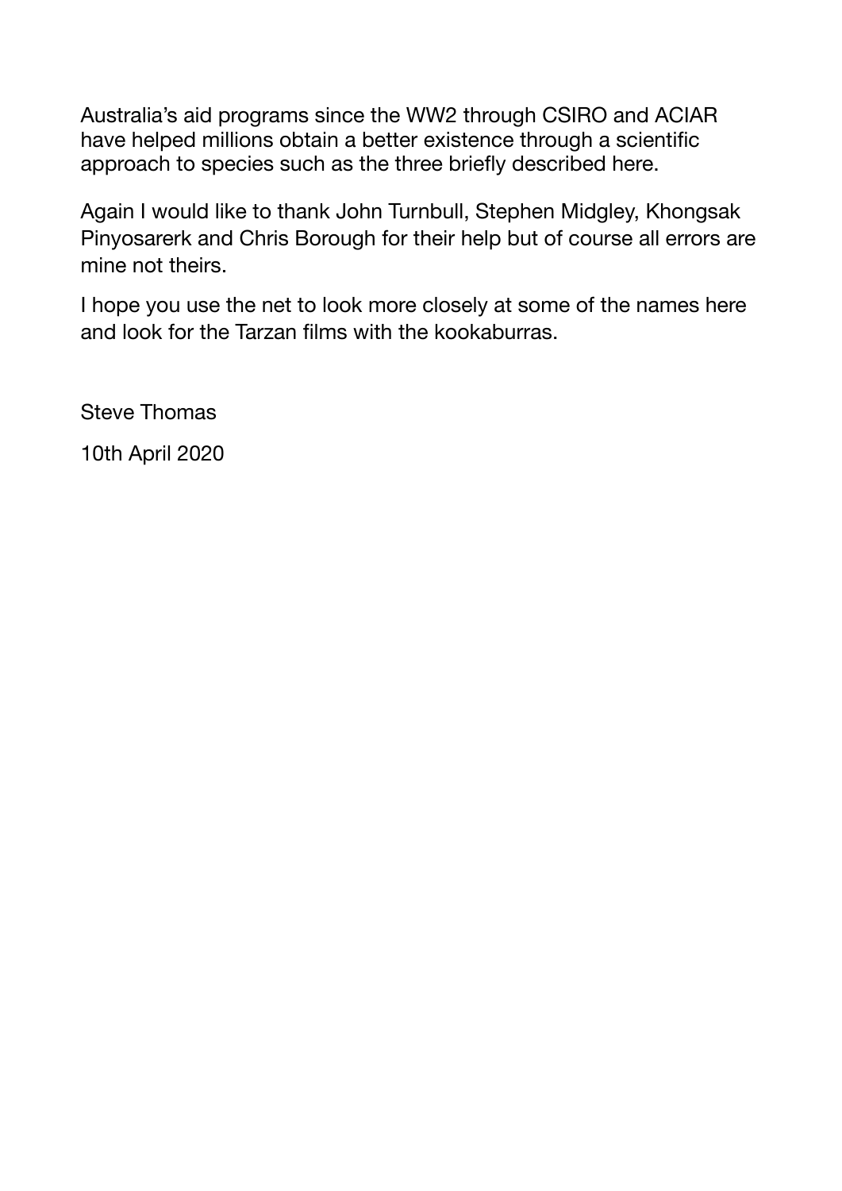Australia's aid programs since the WW2 through CSIRO and ACIAR have helped millions obtain a better existence through a scientific approach to species such as the three briefly described here.

Again I would like to thank John Turnbull, Stephen Midgley, Khongsak Pinyosarerk and Chris Borough for their help but of course all errors are mine not theirs.

I hope you use the net to look more closely at some of the names here and look for the Tarzan films with the kookaburras.

Steve Thomas

10th April 2020